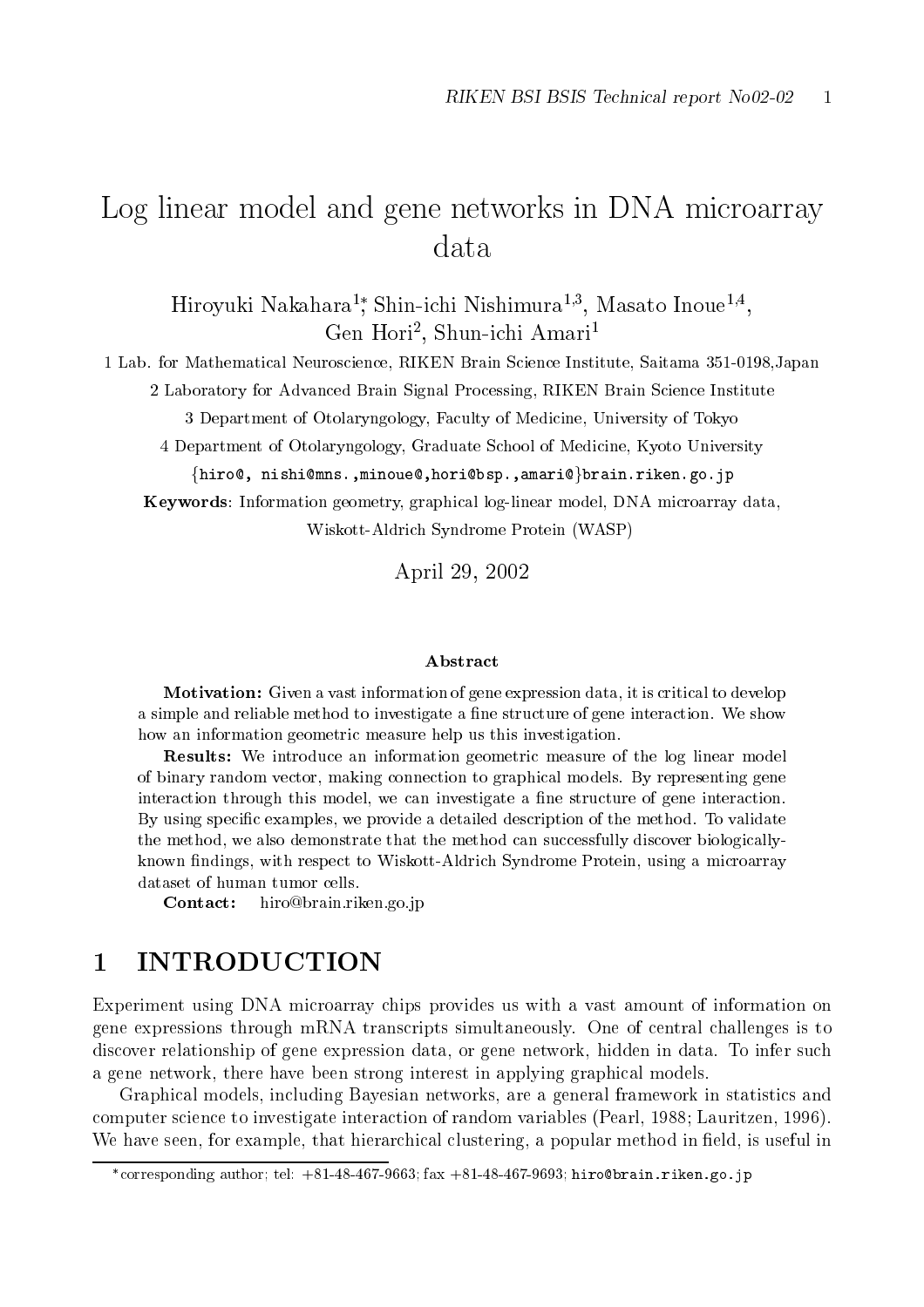# Log linear model and gene networks in DNA microarray data

Hiroyuki Nakahara[1,*], Shin-ichi Nishimura[1,3], Masato Inoue[1,4], Gen Hori[2], Shun-ichi Amari[1]

1 Lab. for Mathematical Neuroscience, RIKEN Brain Science Institute, Saitama 351-0198,Japan

2 Laboratory for Advanced Brain Signal Processing, RIKEN Brain Science Institute

3 Department of Otolaryngology, Faculty of Medicine, University of Tokyo

4 Department of Otolaryngology, Graduate School of Medicine, Kyoto University

{hiro@, nishi@mns.,minoue@,hori@bsp.,amari@}brain.riken.go.jp

**Keywords**: Information geometry, graphical log-linear model, DNA microarray data, Wiskott-Aldrich Syndrome Protein (WASP)

April 29, 2002

### Abstract

**Motivation:** Given a vast information of gene expression data, it is critical to develop a simple and reliable method to investigate a fine structure of gene interaction. We show how an information geometric measure help us this investigation.

**Results:** We introduce an information geometric measure of the log linear model of binary random vector, making connection to graphical models. By representing gene interaction through this model, we can investigate a fine structure of gene interaction. By using specific examples, we provide a detailed description of the method. To validate the method, we also demonstrate that the method can successfully discover biologically-known findings, with respect to Wiskott-Aldrich Syndrome Protein, using a microarray dataset of human tumor cells.

**Contact:** hiro@brain.riken.go.jp

## 1 INTRODUCTION

Experiment using DNA microarray chips provides us with a vast amount of information on gene expressions through mRNA transcripts simultaneously. One of central challenges is to discover relationship of gene expression data, or gene network, hidden in data. To infer such a gene network, there have been strong interest in applying graphical models.

Graphical models, including Bayesian networks, are a general framework in statistics and computer science to investigate interaction of random variables (Pearl, 1988; Lauritzen, 1996). We have seen, for example, that hierarchical clustering, a popular method in field, is useful in

*corresponding author; tel: +81-48-467-9663; fax +81-48-467-9693; hiro@brain.riken.go.jp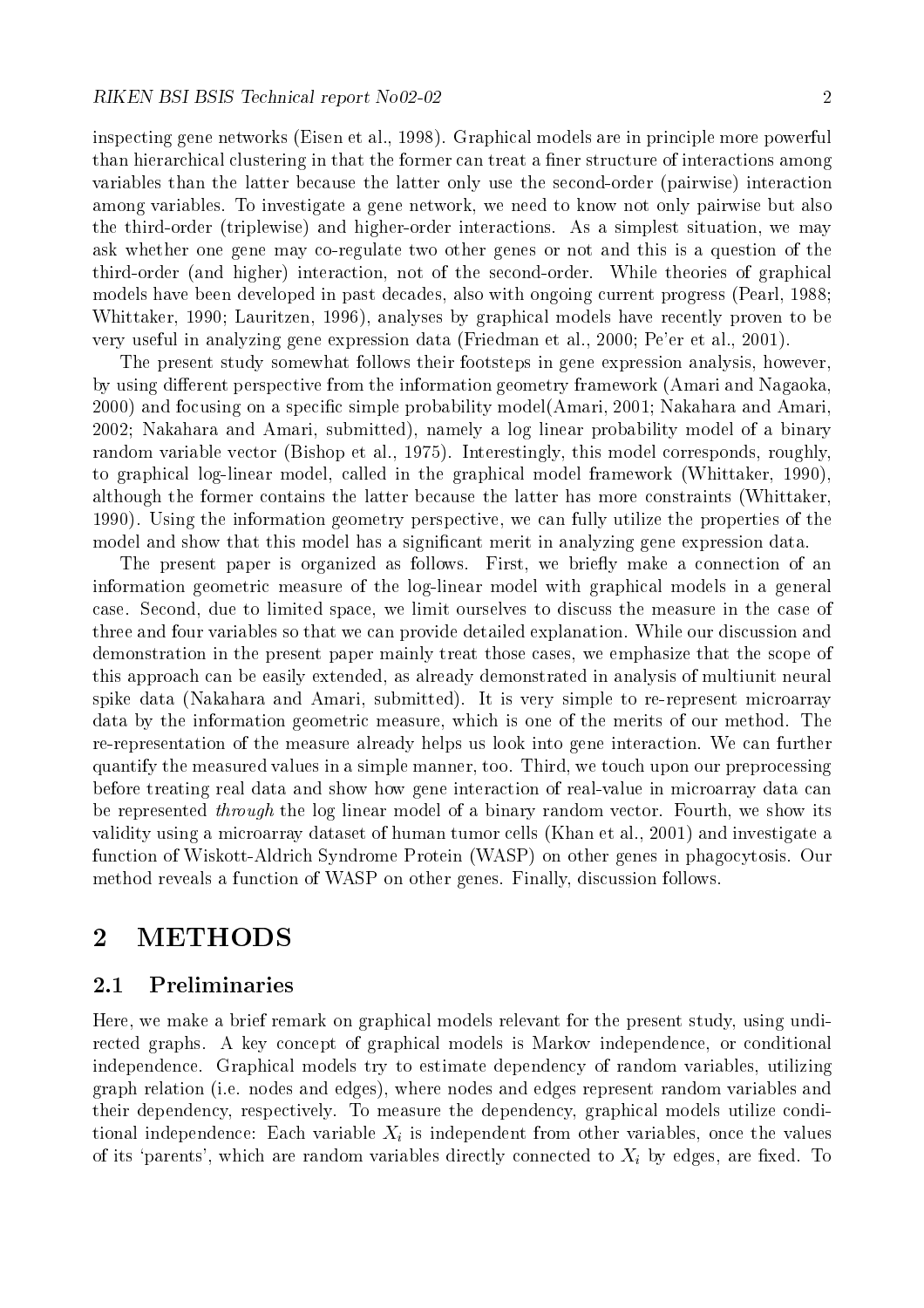inspecting gene networks (Eisen et al., 1998). Graphical models are in principle more powerful than hierarchical clustering in that the former can treat a finer structure of interactions among variables than the latter because the latter only use the second-order (pairwise) interaction among variables. To investigate a gene network, we need to know not only pairwise but also the third-order (triplewise) and higher-order interactions. As a simplest situation, we may ask whether one gene may co-regulate two other genes or not and this is a question of the third-order (and higher) interaction, not of the second-order. While theories of graphical models have been developed in past decades, also with ongoing current progress (Pearl, 1988; Whittaker, 1990; Lauritzen, 1996), analyses by graphical models have recently proven to be very useful in analyzing gene expression data (Friedman et al., 2000; Pe'er et al., 2001).

The present study somewhat follows their footsteps in gene expression analysis, however, by using different perspective from the information geometry framework (Amari and Nagaoka, 2000) and focusing on a specific simple probability model(Amari, 2001; Nakahara and Amari, 2002; Nakahara and Amari, submitted), namely a log linear probability model of a binary random variable vector (Bishop et al., 1975). Interestingly, this model corresponds, roughly, to graphical log-linear model, called in the graphical model framework (Whittaker, 1990), although the former contains the latter because the latter has more constraints (Whittaker, 1990). Using the information geometry perspective, we can fully utilize the properties of the model and show that this model has a significant merit in analyzing gene expression data.

The present paper is organized as follows. First, we briefly make a connection of an information geometric measure of the log-linear model with graphical models in a general case. Second, due to limited space, we limit ourselves to discuss the measure in the case of three and four variables so that we can provide detailed explanation. While our discussion and demonstration in the present paper mainly treat those cases, we emphasize that the scope of this approach can be easily extended, as already demonstrated in analysis of multiunit neural spike data (Nakahara and Amari, submitted). It is very simple to re-represent microarray data by the information geometric measure, which is one of the merits of our method. The re-representation of the measure already helps us look into gene interaction. We can further quantify the measured values in a simple manner, too. Third, we touch upon our preprocessing before treating real data and show how gene interaction of real-value in microarray data can be represented *through* the log linear model of a binary random vector. Fourth, we show its validity using a microarray dataset of human tumor cells (Khan et al., 2001) and investigate a function of Wiskott-Aldrich Syndrome Protein (WASP) on other genes in phagocytosis. Our method reveals a function of WASP on other genes. Finally, discussion follows.

## 2 METHODS

### 2.1 Preliminaries

Here, we make a brief remark on graphical models relevant for the present study, using undirected graphs. A key concept of graphical models is Markov independence, or conditional independence. Graphical models try to estimate dependency of random variables, utilizing graph relation (i.e. nodes and edges), where nodes and edges represent random variables and their dependency, respectively. To measure the dependency, graphical models utilize conditional independence: Each variable $X_i$ is independent from other variables, once the values of its 'parents', which are random variables directly connected to $X_i$ by edges, are fixed. To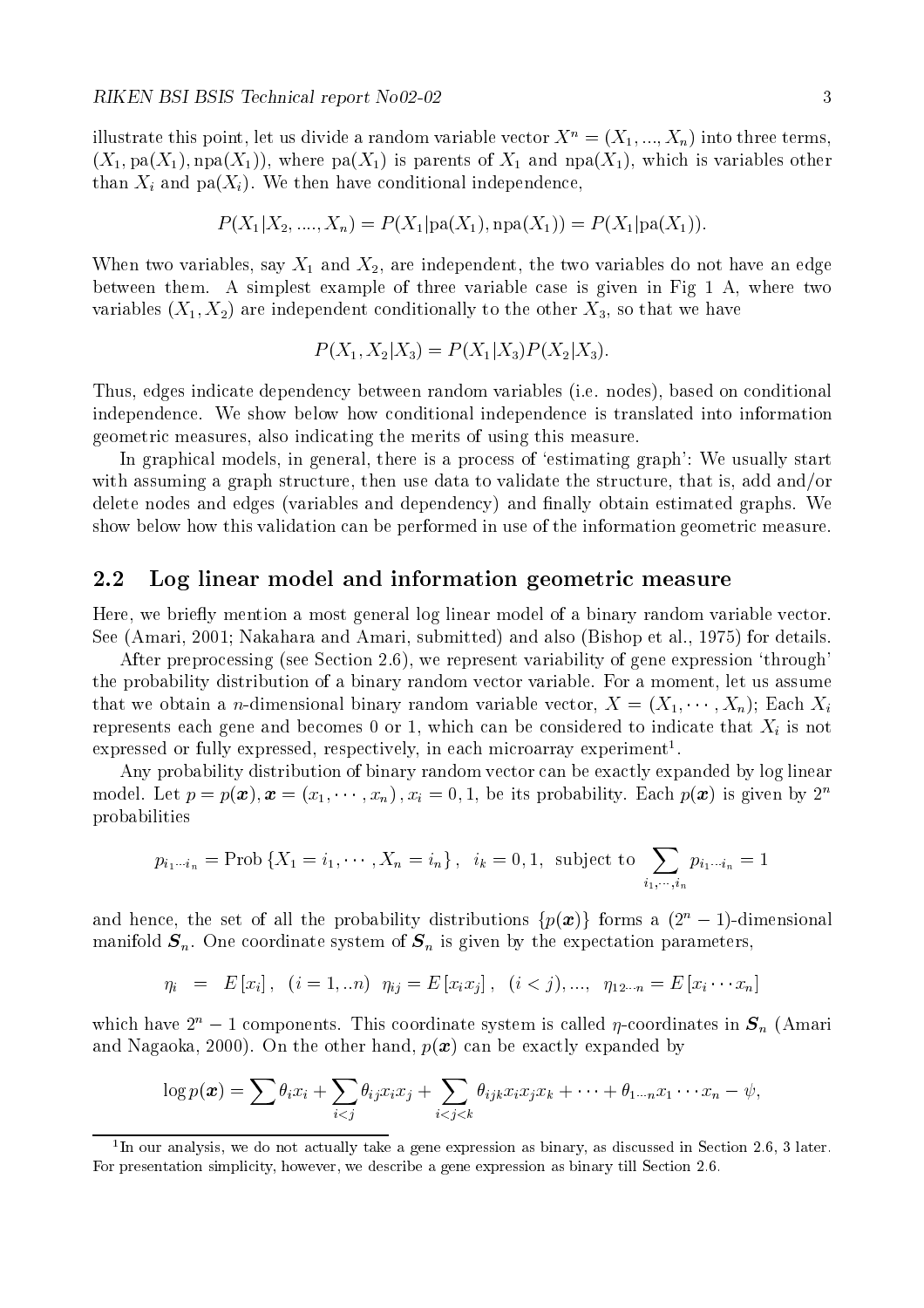illustrate this point, let us divide a random variable vector $X^n = (X_1, ..., X_n)$ into three terms, $(X_1, \mathrm{pa}(X_1), \mathrm{npa}(X_1))$, where $\mathrm{pa}(X_1)$ is parents of $X_1$ and $\mathrm{npa}(X_1)$, which is variables other than $X_i$ and $\mathrm{pa}(X_i)$. We then have conditional independence,

$$P(X_1|X_2, ...., X_n) = P(X_1|\mathrm{pa}(X_1), \mathrm{npa}(X_1)) = P(X_1|\mathrm{pa}(X_1)).$$

When two variables, say $X_1$ and $X_2$, are independent, the two variables do not have an edge between them. A simplest example of three variable case is given in Fig 1 A, where two variables $(X_1, X_2)$ are independent conditionally to the other $X_3$, so that we have

$$P(X_1, X_2|X_3) = P(X_1|X_3)P(X_2|X_3).$$

Thus, edges indicate dependency between random variables (i.e. nodes), based on conditional independence. We show below how conditional independence is translated into information geometric measures, also indicating the merits of using this measure.

In graphical models, in general, there is a process of 'estimating graph': We usually start with assuming a graph structure, then use data to validate the structure, that is, add and/or delete nodes and edges (variables and dependency) and finally obtain estimated graphs. We show below how this validation can be performed in use of the information geometric measure.

## 2.2 Log linear model and information geometric measure

Here, we briefly mention a most general log linear model of a binary random variable vector. See (Amari, 2001; Nakahara and Amari, submitted) and also (Bishop et al., 1975) for details.

After preprocessing (see Section 2.6), we represent variability of gene expression 'through' the probability distribution of a binary random vector variable. For a moment, let us assume that we obtain a $n$-dimensional binary random variable vector, $X = (X_1, \cdots, X_n)$; Each $X_i$ represents each gene and becomes 0 or 1, which can be considered to indicate that $X_i$ is not expressed or fully expressed, respectively, in each microarray experiment[1].

Any probability distribution of binary random vector can be exactly expanded by log linear model. Let $p = p(\boldsymbol{x}), \boldsymbol{x} = (x_1, \cdots, x_n), x_i = 0, 1$, be its probability. Each $p(\boldsymbol{x})$ is given by $2^n$ probabilities

$$p_{i_1 \cdots i_n} = \mathrm{Prob}\left\{X_1 = i_1, \cdots, X_n = i_n\right\}, \quad i_k = 0, 1, \text{ subject to } \sum_{i_1, \cdots, i_n} p_{i_1 \cdots i_n} = 1$$

and hence, the set of all the probability distributions $\{p(\boldsymbol{x})\}$ forms a $(2^n - 1)$-dimensional manifold $\boldsymbol{S}_n$. One coordinate system of $\boldsymbol{S}_n$ is given by the expectation parameters,

$$\eta_i \;=\; E\left[x_i\right], \;\; (i = 1, ..n) \;\; \eta_{ij} = E\left[x_i x_j\right], \;\; (i < j), ..., \;\; \eta_{12 \cdots n} = E\left[x_i \cdots x_n\right]$$

which have $2^n - 1$ components. This coordinate system is called $\eta$-coordinates in $\boldsymbol{S}_n$ (Amari and Nagaoka, 2000). On the other hand, $p(\boldsymbol{x})$ can be exactly expanded by

$$\log p(\boldsymbol{x}) = \sum \theta_i x_i + \sum_{i<j} \theta_{ij} x_i x_j + \sum_{i<j<k} \theta_{ijk} x_i x_j x_k + \cdots + \theta_{1 \cdots n} x_1 \cdots x_n - \psi,$$

[1] In our analysis, we do not actually take a gene expression as binary, as discussed in Section 2.6, 3 later. For presentation simplicity, however, we describe a gene expression as binary till Section 2.6.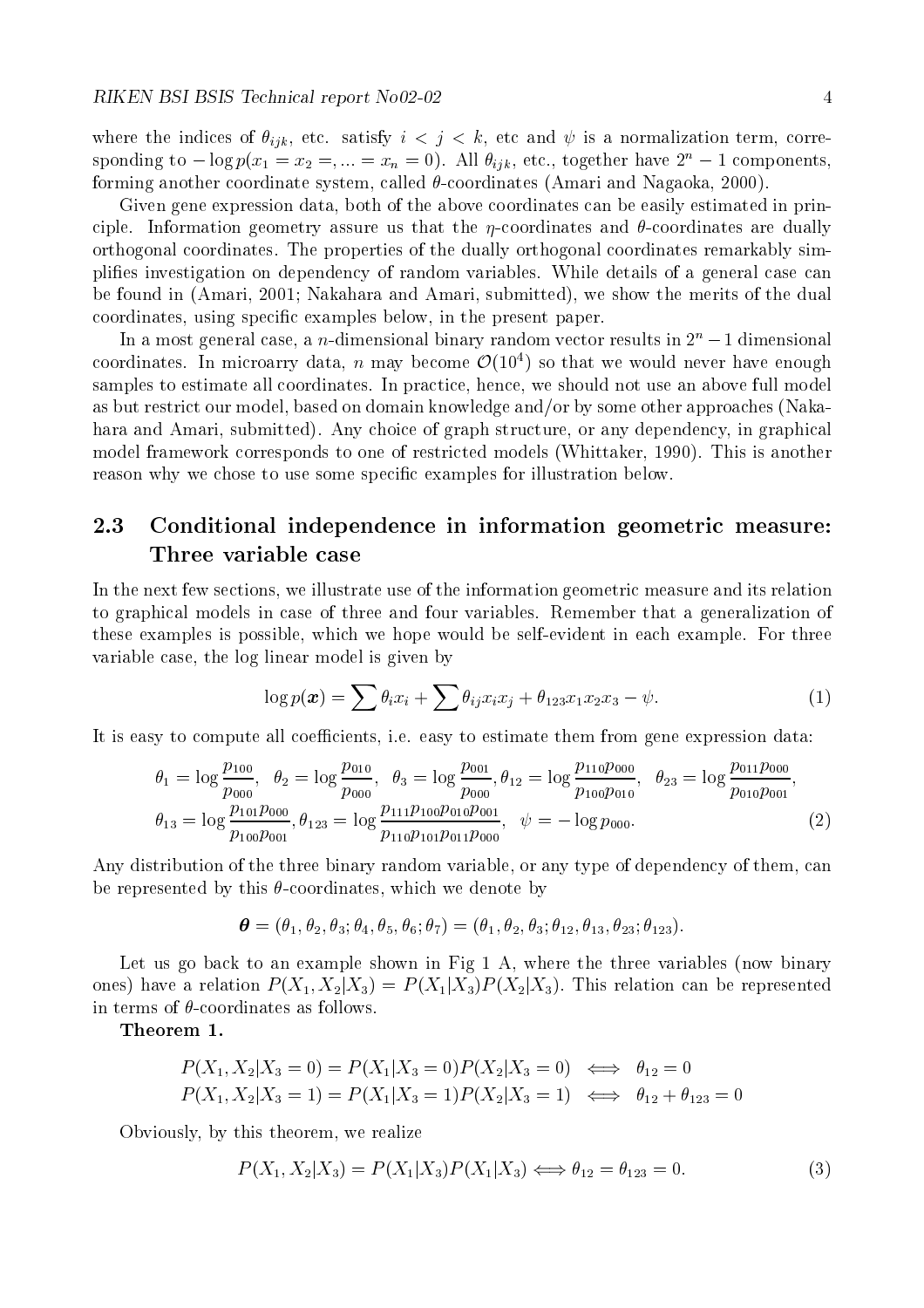where the indices of $\theta_{ijk}$, etc. satisfy $i < j < k$, etc and $\psi$ is a normalization term, corresponding to $-\log p(x_1 = x_2 =, ... = x_n = 0)$. All $\theta_{ijk}$, etc., together have $2^n - 1$ components, forming another coordinate system, called $\theta$-coordinates (Amari and Nagaoka, 2000).

Given gene expression data, both of the above coordinates can be easily estimated in principle. Information geometry assure us that the $\eta$-coordinates and $\theta$-coordinates are dually orthogonal coordinates. The properties of the dually orthogonal coordinates remarkably simplifies investigation on dependency of random variables. While details of a general case can be found in (Amari, 2001; Nakahara and Amari, submitted), we show the merits of the dual coordinates, using specific examples below, in the present paper.

In a most general case, a $n$-dimensional binary random vector results in $2^n - 1$ dimensional coordinates. In microarry data, $n$ may become $\mathcal{O}(10^4)$ so that we would never have enough samples to estimate all coordinates. In practice, hence, we should not use an above full model as but restrict our model, based on domain knowledge and/or by some other approaches (Nakahara and Amari, submitted). Any choice of graph structure, or any dependency, in graphical model framework corresponds to one of restricted models (Whittaker, 1990). This is another reason why we chose to use some specific examples for illustration below.

## 2.3 Conditional independence in information geometric measure: Three variable case

In the next few sections, we illustrate use of the information geometric measure and its relation to graphical models in case of three and four variables. Remember that a generalization of these examples is possible, which we hope would be self-evident in each example. For three variable case, the log linear model is given by

$$\log p(\boldsymbol{x}) = \sum \theta_i x_i + \sum \theta_{ij} x_i x_j + \theta_{123} x_1 x_2 x_3 - \psi. \tag{1}$$

It is easy to compute all coefficients, i.e. easy to estimate them from gene expression data:

$$\theta_1 = \log \frac{p_{100}}{p_{000}}, \quad \theta_2 = \log \frac{p_{010}}{p_{000}}, \quad \theta_3 = \log \frac{p_{001}}{p_{000}}, \theta_{12} = \log \frac{p_{110} p_{000}}{p_{100} p_{010}}, \quad \theta_{23} = \log \frac{p_{011} p_{000}}{p_{010} p_{001}},$$
$$\theta_{13} = \log \frac{p_{101} p_{000}}{p_{100} p_{001}}, \theta_{123} = \log \frac{p_{111} p_{100} p_{010} p_{001}}{p_{110} p_{101} p_{011} p_{000}}, \quad \psi = -\log p_{000}. \tag{2}$$

Any distribution of the three binary random variable, or any type of dependency of them, can be represented by this $\theta$-coordinates, which we denote by

$$\boldsymbol{\theta} = (\theta_1, \theta_2, \theta_3; \theta_4, \theta_5, \theta_6; \theta_7) = (\theta_1, \theta_2, \theta_3; \theta_{12}, \theta_{13}, \theta_{23}; \theta_{123}).$$

Let us go back to an example shown in Fig 1 A, where the three variables (now binary ones) have a relation $P(X_1, X_2|X_3) = P(X_1|X_3)P(X_2|X_3)$. This relation can be represented in terms of $\theta$-coordinates as follows.

**Theorem 1.**

$$P(X_1, X_2|X_3 = 0) = P(X_1|X_3 = 0)P(X_2|X_3 = 0) \iff \theta_{12} = 0$$
$$P(X_1, X_2|X_3 = 1) = P(X_1|X_3 = 1)P(X_2|X_3 = 1) \iff \theta_{12} + \theta_{123} = 0$$

Obviously, by this theorem, we realize

$$P(X_1, X_2|X_3) = P(X_1|X_3)P(X_1|X_3) \iff \theta_{12} = \theta_{123} = 0. \tag{3}$$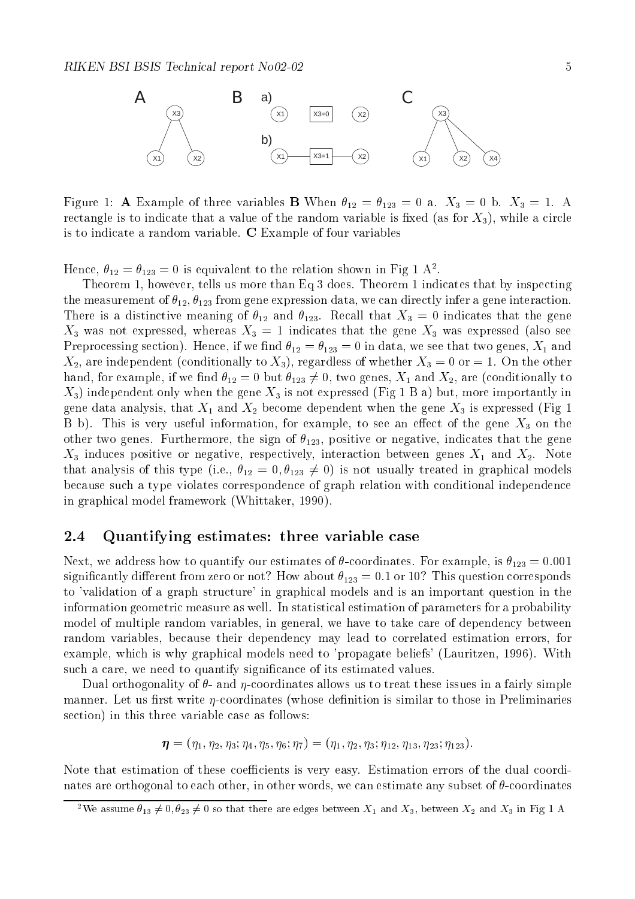Figure 1: **A** Example of three variables **B** When $\theta_{12} = \theta_{123} = 0$ a. $X_3 = 0$ b. $X_3 = 1$. A rectangle is to indicate that a value of the random variable is fixed (as for $X_3$), while a circle is to indicate a random variable. **C** Example of four variables

Hence, $\theta_{12} = \theta_{123} = 0$ is equivalent to the relation shown in Fig 1 A[2].

Theorem 1, however, tells us more than Eq 3 does. Theorem 1 indicates that by inspecting the measurement of $\theta_{12}, \theta_{123}$ from gene expression data, we can directly infer a gene interaction. There is a distinctive meaning of $\theta_{12}$ and $\theta_{123}$. Recall that $X_3 = 0$ indicates that the gene $X_3$ was not expressed, whereas $X_3 = 1$ indicates that the gene $X_3$ was expressed (also see Preprocessing section). Hence, if we find $\theta_{12} = \theta_{123} = 0$ in data, we see that two genes, $X_1$ and $X_2$, are independent (conditionally to $X_3$), regardless of whether $X_3 = 0$ or $= 1$. On the other hand, for example, if we find $\theta_{12} = 0$ but $\theta_{123} \neq 0$, two genes, $X_1$ and $X_2$, are (conditionally to $X_3$) independent only when the gene $X_3$ is not expressed (Fig 1 B a) but, more importantly in gene data analysis, that $X_1$ and $X_2$ become dependent when the gene $X_3$ is expressed (Fig 1 B b). This is very useful information, for example, to see an effect of the gene $X_3$ on the other two genes. Furthermore, the sign of $\theta_{123}$, positive or negative, indicates that the gene $X_3$ induces positive or negative, respectively, interaction between genes $X_1$ and $X_2$. Note that analysis of this type (i.e., $\theta_{12} = 0, \theta_{123} \neq 0$) is not usually treated in graphical models because such a type violates correspondence of graph relation with conditional independence in graphical model framework (Whittaker, 1990).

## 2.4 Quantifying estimates: three variable case

Next, we address how to quantify our estimates of $\theta$-coordinates. For example, is $\theta_{123} = 0.001$ significantly different from zero or not? How about $\theta_{123} = 0.1$ or 10? This question corresponds to 'validation of a graph structure' in graphical models and is an important question in the information geometric measure as well. In statistical estimation of parameters for a probability model of multiple random variables, in general, we have to take care of dependency between random variables, because their dependency may lead to correlated estimation errors, for example, which is why graphical models need to 'propagate beliefs' (Lauritzen, 1996). With such a care, we need to quantify significance of its estimated values.

Dual orthogonality of $\theta$- and $\eta$-coordinates allows us to treat these issues in a fairly simple manner. Let us first write $\eta$-coordinates (whose definition is similar to those in Preliminaries section) in this three variable case as follows:

$$\boldsymbol{\eta} = (\eta_1, \eta_2, \eta_3; \eta_4, \eta_5, \eta_6; \eta_7) = (\eta_1, \eta_2, \eta_3; \eta_{12}, \eta_{13}, \eta_{23}; \eta_{123}).$$

Note that estimation of these coefficients is very easy. Estimation errors of the dual coordinates are orthogonal to each other, in other words, we can estimate any subset of $\theta$-coordinates

[2] We assume $\theta_{13} \neq 0, \theta_{23} \neq 0$ so that there are edges between $X_1$ and $X_3$, between $X_2$ and $X_3$ in Fig 1 A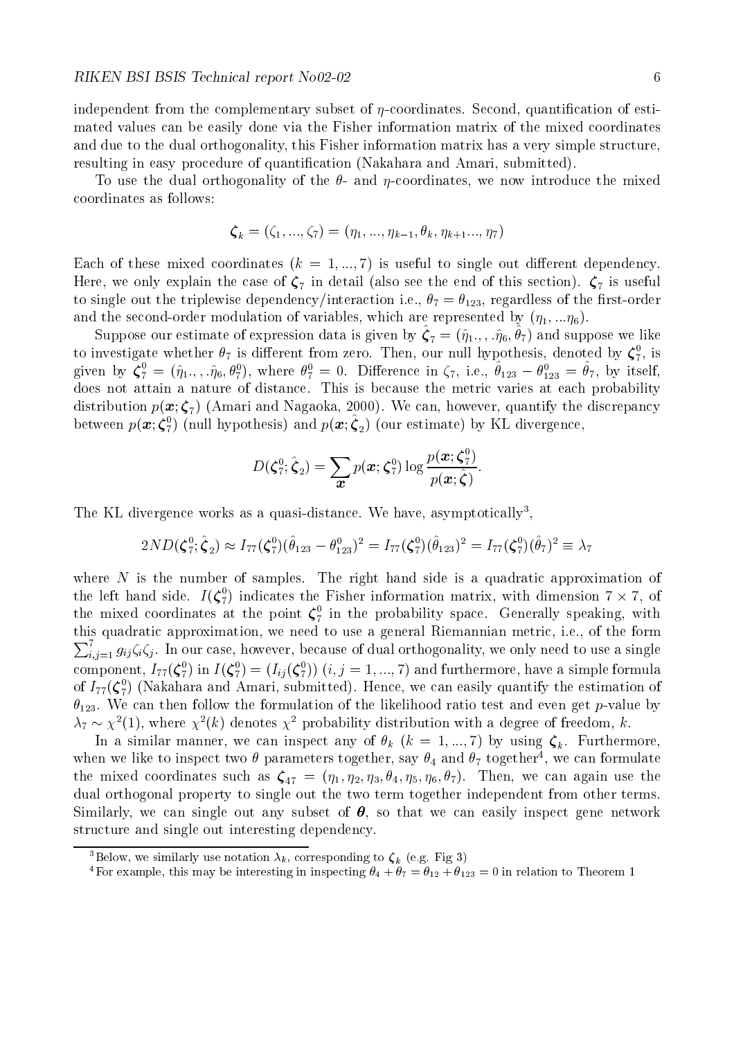independent from the complementary subset of $\eta$-coordinates. Second, quantification of estimated values can be easily done via the Fisher information matrix of the mixed coordinates and due to the dual orthogonality, this Fisher information matrix has a very simple structure, resulting in easy procedure of quantification (Nakahara and Amari, submitted).

To use the dual orthogonality of the $\theta$- and $\eta$-coordinates, we now introduce the mixed coordinates as follows:

$$\boldsymbol{\zeta}_k = (\zeta_1, ..., \zeta_7) = (\eta_1, ..., \eta_{k-1}, \theta_k, \eta_{k+1} ..., \eta_7)$$

Each of these mixed coordinates ($k = 1, ..., 7$) is useful to single out different dependency. Here, we only explain the case of $\boldsymbol{\zeta}_7$ in detail (also see the end of this section). $\boldsymbol{\zeta}_7$ is useful to single out the triplewise dependency/interaction i.e., $\theta_7 = \theta_{123}$, regardless of the first-order and the second-order modulation of variables, which are represented by $(\eta_1, ...\eta_6)$.

Suppose our estimate of expression data is given by $\hat{\boldsymbol{\zeta}}_7 = (\hat{\eta}_1.,, .\hat{\eta}_6, \hat{\theta}_7)$ and suppose we like to investigate whether $\theta_7$ is different from zero. Then, our null hypothesis, denoted by $\boldsymbol{\zeta}_7^0$, is given by $\boldsymbol{\zeta}_7^0 = (\hat{\eta}_1.,, .\hat{\eta}_6, \theta_7^0)$, where $\theta_7^0 = 0$. Difference in $\zeta_7$, i.e., $\hat{\theta}_{123} - \theta_{123}^0 = \hat{\theta}_7$, by itself, does not attain a nature of distance. This is because the metric varies at each probability distribution $p(\boldsymbol{x}; \boldsymbol{\zeta}_7)$ (Amari and Nagaoka, 2000). We can, however, quantify the discrepancy between $p(\boldsymbol{x}; \boldsymbol{\zeta}_7^0)$ (null hypothesis) and $p(\boldsymbol{x}; \hat{\boldsymbol{\zeta}}_2)$ (our estimate) by KL divergence,

$$D(\boldsymbol{\zeta}_7^0; \hat{\boldsymbol{\zeta}}_2) = \sum_{\boldsymbol{x}} p(\boldsymbol{x}; \boldsymbol{\zeta}_7^0) \log \frac{p(\boldsymbol{x}; \boldsymbol{\zeta}_7^0)}{p(\boldsymbol{x}; \hat{\boldsymbol{\zeta}})}.$$

The KL divergence works as a quasi-distance. We have, asymptotically[3],

$$2ND(\boldsymbol{\zeta}_7^0; \hat{\boldsymbol{\zeta}}_2) \approx I_{77}(\boldsymbol{\zeta}_7^0)(\hat{\theta}_{123} - \theta_{123}^0)^2 = I_{77}(\boldsymbol{\zeta}_7^0)(\hat{\theta}_{123})^2 = I_{77}(\boldsymbol{\zeta}_7^0)(\hat{\theta}_7)^2 \equiv \lambda_7$$

where $N$ is the number of samples. The right hand side is a quadratic approximation of the left hand side. $I(\boldsymbol{\zeta}_7^0)$ indicates the Fisher information matrix, with dimension $7 \times 7$, of the mixed coordinates at the point $\boldsymbol{\zeta}_7^0$ in the probability space. Generally speaking, with this quadratic approximation, we need to use a general Riemannian metric, i.e., of the form $\sum_{i,j=1}^{7} g_{ij}\zeta_i\zeta_j$. In our case, however, because of dual orthogonality, we only need to use a single component, $I_{77}(\boldsymbol{\zeta}_7^0)$ in $I(\boldsymbol{\zeta}_7^0) = (I_{ij}(\boldsymbol{\zeta}_7^0))$ $(i, j = 1, ..., 7)$ and furthermore, have a simple formula of $I_{77}(\boldsymbol{\zeta}_7^0)$ (Nakahara and Amari, submitted). Hence, we can easily quantify the estimation of $\theta_{123}$. We can then follow the formulation of the likelihood ratio test and even get $p$-value by $\lambda_7 \sim \chi^2(1)$, where $\chi^2(k)$ denotes $\chi^2$ probability distribution with a degree of freedom, $k$.

In a similar manner, we can inspect any of $\theta_k$ ($k = 1, ..., 7$) by using $\boldsymbol{\zeta}_k$. Furthermore, when we like to inspect two $\theta$ parameters together, say $\theta_4$ and $\theta_7$ together[4], we can formulate the mixed coordinates such as $\boldsymbol{\zeta}_{47} = (\eta_1, \eta_2, \eta_3, \theta_4, \eta_5, \eta_6, \theta_7)$. Then, we can again use the dual orthogonal property to single out the two term together independent from other terms. Similarly, we can single out any subset of $\boldsymbol{\theta}$, so that we can easily inspect gene network structure and single out interesting dependency.

[3] Below, we similarly use notation $\lambda_k$, corresponding to $\boldsymbol{\zeta}_k$ (e.g. Fig 3)

[4] For example, this may be interesting in inspecting $\theta_4 + \theta_7 = \theta_{12} + \theta_{123} = 0$ in relation to Theorem 1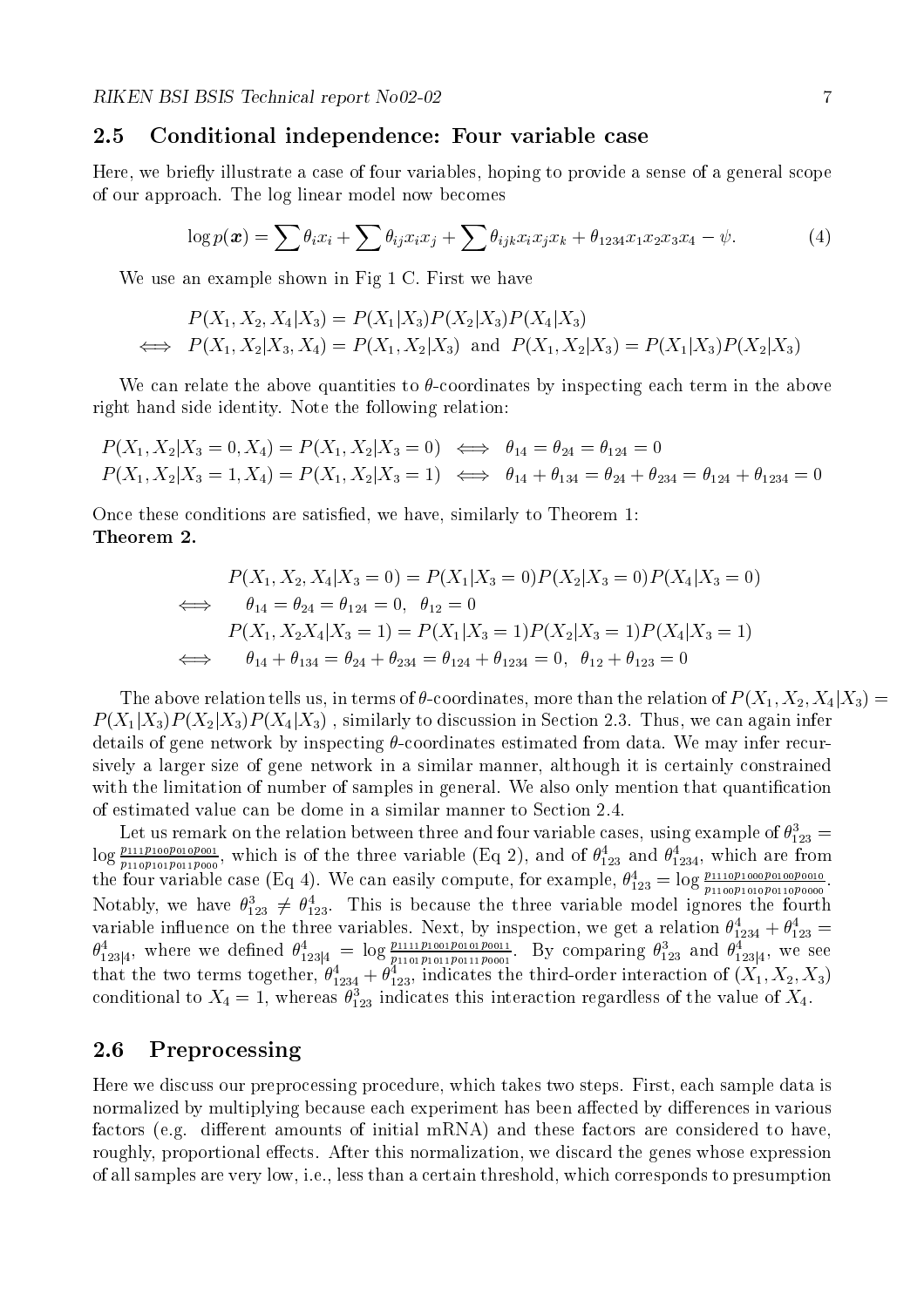## 2.5 Conditional independence: Four variable case

Here, we briefly illustrate a case of four variables, hoping to provide a sense of a general scope of our approach. The log linear model now becomes

$$\log p(\boldsymbol{x}) = \sum \theta_i x_i + \sum \theta_{ij} x_i x_j + \sum \theta_{ijk} x_i x_j x_k + \theta_{1234} x_1 x_2 x_3 x_4 - \psi. \tag{4}$$

We use an example shown in Fig 1 C. First we have

$$\begin{aligned} & P(X_1, X_2, X_4|X_3) = P(X_1|X_3)P(X_2|X_3)P(X_4|X_3) \\ \iff \; & P(X_1, X_2|X_3, X_4) = P(X_1, X_2|X_3) \;\text{ and }\; P(X_1, X_2|X_3) = P(X_1|X_3)P(X_2|X_3) \end{aligned}$$

We can relate the above quantities to $\theta$-coordinates by inspecting each term in the above right hand side identity. Note the following relation:

$$\begin{aligned} & P(X_1, X_2|X_3 = 0, X_4) = P(X_1, X_2|X_3 = 0) \iff \theta_{14} = \theta_{24} = \theta_{124} = 0 \\ & P(X_1, X_2|X_3 = 1, X_4) = P(X_1, X_2|X_3 = 1) \iff \theta_{14} + \theta_{134} = \theta_{24} + \theta_{234} = \theta_{124} + \theta_{1234} = 0 \end{aligned}$$

Once these conditions are satisfied, we have, similarly to Theorem 1:

**Theorem 2.**

$$\begin{aligned} & P(X_1, X_2, X_4|X_3 = 0) = P(X_1|X_3 = 0)P(X_2|X_3 = 0)P(X_4|X_3 = 0) \\ \iff \; & \theta_{14} = \theta_{24} = \theta_{124} = 0, \;\; \theta_{12} = 0 \\ & P(X_1, X_2 X_4|X_3 = 1) = P(X_1|X_3 = 1)P(X_2|X_3 = 1)P(X_4|X_3 = 1) \\ \iff \; & \theta_{14} + \theta_{134} = \theta_{24} + \theta_{234} = \theta_{124} + \theta_{1234} = 0, \;\; \theta_{12} + \theta_{123} = 0 \end{aligned}$$

The above relation tells us, in terms of $\theta$-coordinates, more than the relation of $P(X_1, X_2, X_4|X_3) = P(X_1|X_3)P(X_2|X_3)P(X_4|X_3)$ , similarly to discussion in Section 2.3. Thus, we can again infer details of gene network by inspecting $\theta$-coordinates estimated from data. We may infer recursively a larger size of gene network in a similar manner, although it is certainly constrained with the limitation of number of samples in general. We also only mention that quantification of estimated value can be dome in a similar manner to Section 2.4.

Let us remark on the relation between three and four variable cases, using example of $\theta^3_{123} = \log \frac{p_{111}p_{100}p_{010}p_{001}}{p_{110}p_{101}p_{011}p_{000}}$, which is of the three variable (Eq 2), and of $\theta^4_{123}$ and $\theta^4_{1234}$, which are from the four variable case (Eq 4). We can easily compute, for example, $\theta^4_{123} = \log \frac{p_{1110}p_{1000}p_{0100}p_{0010}}{p_{1100}p_{1010}p_{0110}p_{0000}}$. Notably, we have $\theta^3_{123} \neq \theta^4_{123}$. This is because the three variable model ignores the fourth variable influence on the three variables. Next, by inspection, we get a relation $\theta^4_{1234} + \theta^4_{123} = \theta^4_{123|4}$, where we defined $\theta^4_{123|4} = \log \frac{p_{1111}p_{1001}p_{0101}p_{0011}}{p_{1101}p_{1011}p_{0111}p_{0001}}$. By comparing $\theta^3_{123}$ and $\theta^4_{123|4}$, we see that the two terms together, $\theta^4_{1234} + \theta^4_{123}$, indicates the third-order interaction of $(X_1, X_2, X_3)$ conditional to $X_4 = 1$, whereas $\theta^3_{123}$ indicates this interaction regardless of the value of $X_4$.

## 2.6 Preprocessing

Here we discuss our preprocessing procedure, which takes two steps. First, each sample data is normalized by multiplying because each experiment has been affected by differences in various factors (e.g. different amounts of initial mRNA) and these factors are considered to have, roughly, proportional effects. After this normalization, we discard the genes whose expression of all samples are very low, i.e., less than a certain threshold, which corresponds to presumption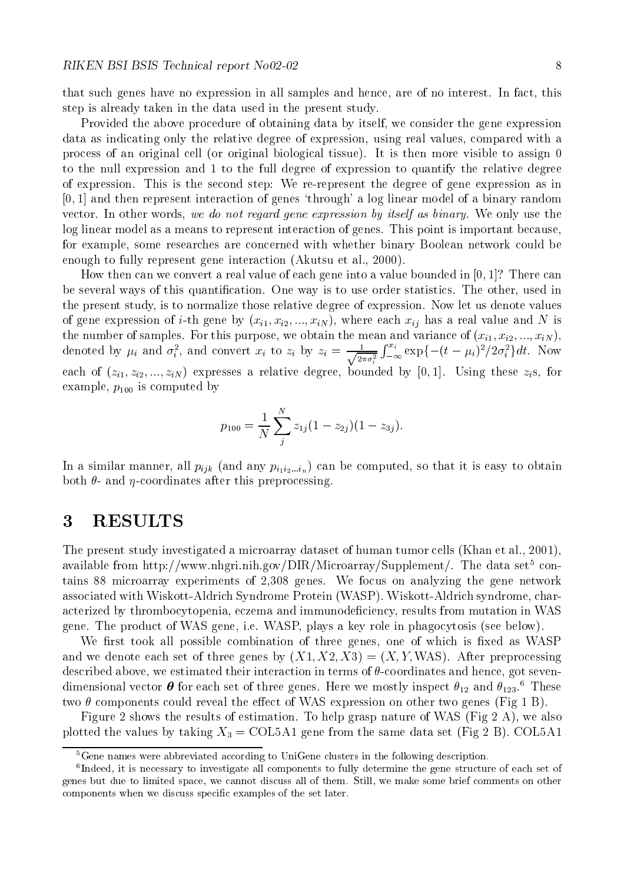that such genes have no expression in all samples and hence, are of no interest. In fact, this step is already taken in the data used in the present study.

Provided the above procedure of obtaining data by itself, we consider the gene expression data as indicating only the relative degree of expression, using real values, compared with a process of an original cell (or original biological tissue). It is then more visible to assign 0 to the null expression and 1 to the full degree of expression to quantify the relative degree of expression. This is the second step: We re-represent the degree of gene expression as in $[0, 1]$ and then represent interaction of genes 'through' a log linear model of a binary random vector. In other words, *we do not regard gene expression by itself as binary*. We only use the log linear model as a means to represent interaction of genes. This point is important because, for example, some researches are concerned with whether binary Boolean network could be enough to fully represent gene interaction (Akutsu et al., 2000).

How then can we convert a real value of each gene into a value bounded in $[0, 1]$? There can be several ways of this quantification. One way is to use order statistics. The other, used in the present study, is to normalize those relative degree of expression. Now let us denote values of gene expression of $i$-th gene by $(x_{i1}, x_{i2}, ..., x_{iN})$, where each $x_{ij}$ has a real value and $N$ is the number of samples. For this purpose, we obtain the mean and variance of $(x_{i1}, x_{i2}, ..., x_{iN})$, denoted by $\mu_i$ and $\sigma_i^2$, and convert $x_i$ to $z_i$ by $z_i = \frac{1}{\sqrt{2\pi\sigma_i^2}} \int_{-\infty}^{x_i} \exp\{-(t-\mu_i)^2/2\sigma_i^2\}dt$. Now each of $(z_{i1}, z_{i2}, ..., z_{iN})$ expresses a relative degree, bounded by $[0, 1]$. Using these $z_i$s, for example, $p_{100}$ is computed by

$$p_{100} = \frac{1}{N} \sum_{j}^{N} z_{1j}(1 - z_{2j})(1 - z_{3j}).$$

In a similar manner, all $p_{ijk}$ (and any $p_{i_1 i_2 ... i_n}$) can be computed, so that it is easy to obtain both $\theta$- and $\eta$-coordinates after this preprocessing.

# 3 RESULTS

The present study investigated a microarray dataset of human tumor cells (Khan et al., 2001), available from http://www.nhgri.nih.gov/DIR/Microarray/Supplement/. The data set[5] contains 88 microarray experiments of 2,308 genes. We focus on analyzing the gene network associated with Wiskott-Aldrich Syndrome Protein (WASP). Wiskott-Aldrich syndrome, characterized by thrombocytopenia, eczema and immunodeficiency, results from mutation in WAS gene. The product of WAS gene, i.e. WASP, plays a key role in phagocytosis (see below).

We first took all possible combination of three genes, one of which is fixed as WASP and we denote each set of three genes by $(X1, X2, X3) = (X, Y, \text{WAS})$. After preprocessing described above, we estimated their interaction in terms of $\theta$-coordinates and hence, got seven-dimensional vector $\boldsymbol{\theta}$ for each set of three genes. Here we mostly inspect $\theta_{12}$ and $\theta_{123}$.[6] These two $\theta$ components could reveal the effect of WAS expression on other two genes (Fig 1 B).

Figure 2 shows the results of estimation. To help grasp nature of WAS (Fig 2 A), we also plotted the values by taking $X_3$ = COL5A1 gene from the same data set (Fig 2 B). COL5A1

[5] Gene names were abbreviated according to UniGene clusters in the following description.

[6] Indeed, it is necessary to investigate all components to fully determine the gene structure of each set of genes but due to limited space, we cannot discuss all of them. Still, we make some brief comments on other components when we discuss specific examples of the set later.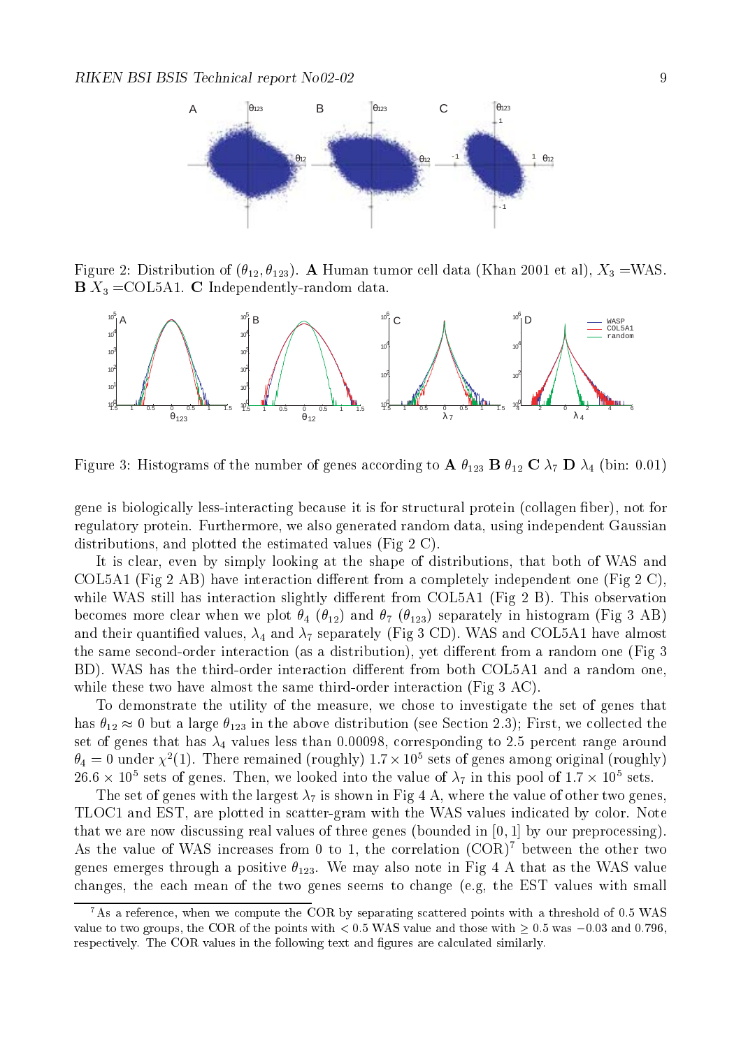Figure 2: Distribution of $(\theta_{12}, \theta_{123})$. **A** Human tumor cell data (Khan 2001 et al), $X_3$ =WAS. **B** $X_3$ =COL5A1. **C** Independently-random data.

Figure 3: Histograms of the number of genes according to **A** $\theta_{123}$ **B** $\theta_{12}$ **C** $\lambda_7$ **D** $\lambda_4$ (bin: 0.01)

gene is biologically less-interacting because it is for structural protein (collagen fiber), not for regulatory protein. Furthermore, we also generated random data, using independent Gaussian distributions, and plotted the estimated values (Fig 2 C).

It is clear, even by simply looking at the shape of distributions, that both of WAS and COL5A1 (Fig 2 AB) have interaction different from a completely independent one (Fig 2 C), while WAS still has interaction slightly different from COL5A1 (Fig 2 B). This observation becomes more clear when we plot $\theta_4$ ($\theta_{12}$) and $\theta_7$ ($\theta_{123}$) separately in histogram (Fig 3 AB) and their quantified values, $\lambda_4$ and $\lambda_7$ separately (Fig 3 CD). WAS and COL5A1 have almost the same second-order interaction (as a distribution), yet different from a random one (Fig 3 BD). WAS has the third-order interaction different from both COL5A1 and a random one, while these two have almost the same third-order interaction (Fig 3 AC).

To demonstrate the utility of the measure, we chose to investigate the set of genes that has $\theta_{12} \approx 0$ but a large $\theta_{123}$ in the above distribution (see Section 2.3); First, we collected the set of genes that has $\lambda_4$ values less than 0.00098, corresponding to 2.5 percent range around $\theta_4 = 0$ under $\chi^2(1)$. There remained (roughly) $1.7 \times 10^5$ sets of genes among original (roughly) $26.6 \times 10^5$ sets of genes. Then, we looked into the value of $\lambda_7$ in this pool of $1.7 \times 10^5$ sets.

The set of genes with the largest $\lambda_7$ is shown in Fig 4 A, where the value of other two genes, TLOC1 and EST, are plotted in scatter-gram with the WAS values indicated by color. Note that we are now discussing real values of three genes (bounded in $[0, 1]$ by our preprocessing). As the value of WAS increases from 0 to 1, the correlation (COR)[7] between the other two genes emerges through a positive $\theta_{123}$. We may also note in Fig 4 A that as the WAS value changes, the each mean of the two genes seems to change (e.g, the EST values with small

[7] As a reference, when we compute the COR by separating scattered points with a threshold of 0.5 WAS value to two groups, the COR of the points with $< 0.5$ WAS value and those with $\geq 0.5$ was $-0.03$ and 0.796, respectively. The COR values in the following text and figures are calculated similarly.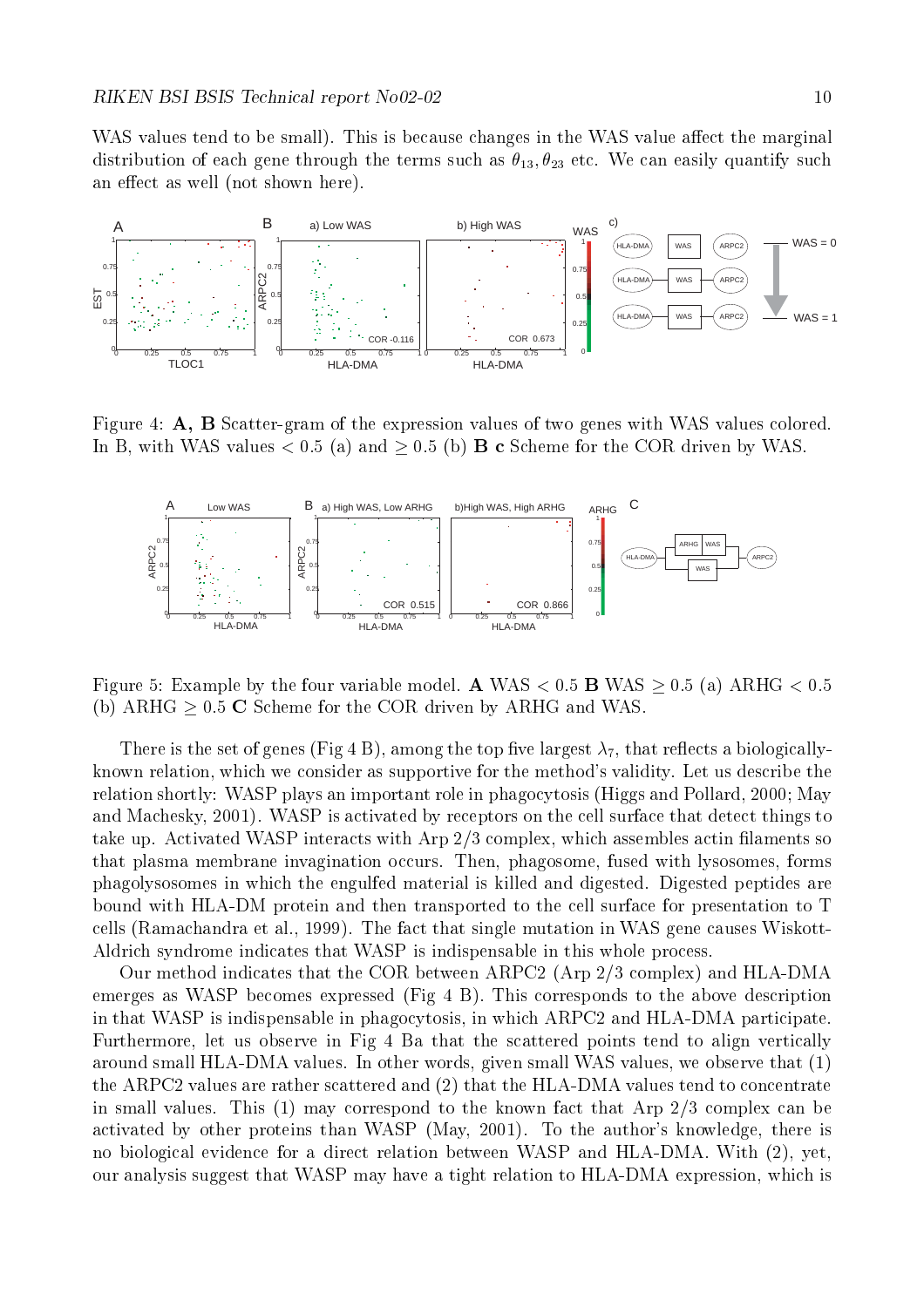WAS values tend to be small). This is because changes in the WAS value affect the marginal distribution of each gene through the terms such as $\theta_{13}, \theta_{23}$ etc. We can easily quantify such an effect as well (not shown here).

Figure 4: **A, B** Scatter-gram of the expression values of two genes with WAS values colored. In B, with WAS values $< 0.5$ (a) and $\geq 0.5$ (b) **B c** Scheme for the COR driven by WAS.

Figure 5: Example by the four variable model. **A** WAS $< 0.5$ **B** WAS $\geq 0.5$ (a) ARHG $< 0.5$ (b) ARHG $\geq 0.5$ **C** Scheme for the COR driven by ARHG and WAS.

There is the set of genes (Fig 4 B), among the top five largest $\lambda_7$, that reflects a biologically-known relation, which we consider as supportive for the method's validity. Let us describe the relation shortly: WASP plays an important role in phagocytosis (Higgs and Pollard, 2000; May and Machesky, 2001). WASP is activated by receptors on the cell surface that detect things to take up. Activated WASP interacts with Arp 2/3 complex, which assembles actin filaments so that plasma membrane invagination occurs. Then, phagosome, fused with lysosomes, forms phagolysosomes in which the engulfed material is killed and digested. Digested peptides are bound with HLA-DM protein and then transported to the cell surface for presentation to T cells (Ramachandra et al., 1999). The fact that single mutation in WAS gene causes Wiskott-Aldrich syndrome indicates that WASP is indispensable in this whole process.

Our method indicates that the COR between ARPC2 (Arp 2/3 complex) and HLA-DMA emerges as WASP becomes expressed (Fig 4 B). This corresponds to the above description in that WASP is indispensable in phagocytosis, in which ARPC2 and HLA-DMA participate. Furthermore, let us observe in Fig 4 Ba that the scattered points tend to align vertically around small HLA-DMA values. In other words, given small WAS values, we observe that (1) the ARPC2 values are rather scattered and (2) that the HLA-DMA values tend to concentrate in small values. This (1) may correspond to the known fact that Arp 2/3 complex can be activated by other proteins than WASP (May, 2001). To the author's knowledge, there is no biological evidence for a direct relation between WASP and HLA-DMA. With (2), yet, our analysis suggest that WASP may have a tight relation to HLA-DMA expression, which is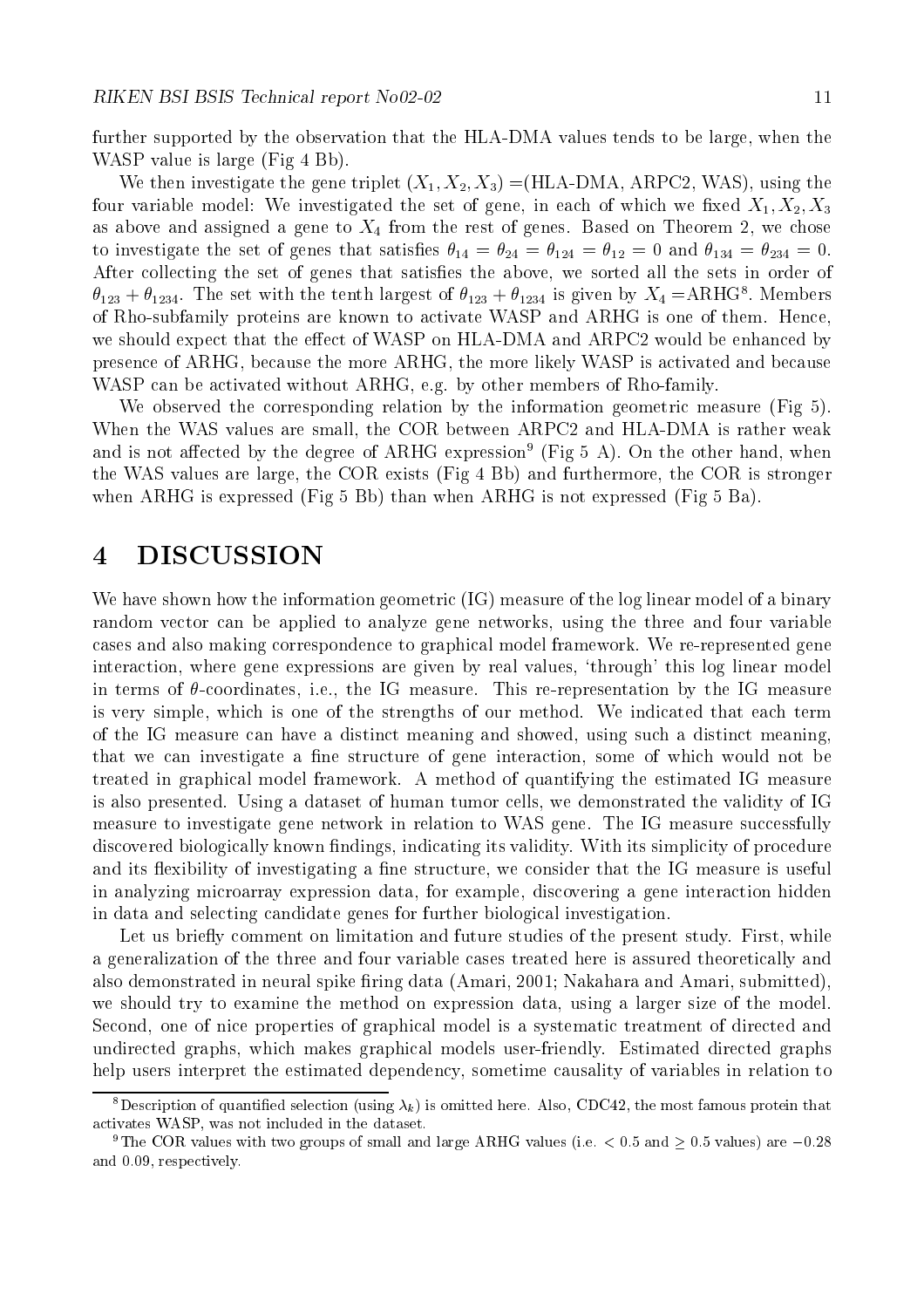further supported by the observation that the HLA-DMA values tends to be large, when the WASP value is large (Fig 4 Bb).

We then investigate the gene triplet $(X_1, X_2, X_3)$ =(HLA-DMA, ARPC2, WAS), using the four variable model: We investigated the set of gene, in each of which we fixed $X_1, X_2, X_3$ as above and assigned a gene to $X_4$ from the rest of genes. Based on Theorem 2, we chose to investigate the set of genes that satisfies $\theta_{14} = \theta_{24} = \theta_{124} = \theta_{12} = 0$ and $\theta_{134} = \theta_{234} = 0$. After collecting the set of genes that satisfies the above, we sorted all the sets in order of $\theta_{123} + \theta_{1234}$. The set with the tenth largest of $\theta_{123} + \theta_{1234}$ is given by $X_4$ =ARHG[8]. Members of Rho-subfamily proteins are known to activate WASP and ARHG is one of them. Hence, we should expect that the effect of WASP on HLA-DMA and ARPC2 would be enhanced by presence of ARHG, because the more ARHG, the more likely WASP is activated and because WASP can be activated without ARHG, e.g. by other members of Rho-family.

We observed the corresponding relation by the information geometric measure (Fig 5). When the WAS values are small, the COR between ARPC2 and HLA-DMA is rather weak and is not affected by the degree of ARHG expression[9] (Fig 5 A). On the other hand, when the WAS values are large, the COR exists (Fig 4 Bb) and furthermore, the COR is stronger when ARHG is expressed (Fig 5 Bb) than when ARHG is not expressed (Fig 5 Ba).

# 4 DISCUSSION

We have shown how the information geometric (IG) measure of the log linear model of a binary random vector can be applied to analyze gene networks, using the three and four variable cases and also making correspondence to graphical model framework. We re-represented gene interaction, where gene expressions are given by real values, 'through' this log linear model in terms of $\theta$-coordinates, i.e., the IG measure. This re-representation by the IG measure is very simple, which is one of the strengths of our method. We indicated that each term of the IG measure can have a distinct meaning and showed, using such a distinct meaning, that we can investigate a fine structure of gene interaction, some of which would not be treated in graphical model framework. A method of quantifying the estimated IG measure is also presented. Using a dataset of human tumor cells, we demonstrated the validity of IG measure to investigate gene network in relation to WAS gene. The IG measure successfully discovered biologically known findings, indicating its validity. With its simplicity of procedure and its flexibility of investigating a fine structure, we consider that the IG measure is useful in analyzing microarray expression data, for example, discovering a gene interaction hidden in data and selecting candidate genes for further biological investigation.

Let us briefly comment on limitation and future studies of the present study. First, while a generalization of the three and four variable cases treated here is assured theoretically and also demonstrated in neural spike firing data (Amari, 2001; Nakahara and Amari, submitted), we should try to examine the method on expression data, using a larger size of the model. Second, one of nice properties of graphical model is a systematic treatment of directed and undirected graphs, which makes graphical models user-friendly. Estimated directed graphs help users interpret the estimated dependency, sometime causality of variables in relation to

---

[8] Description of quantified selection (using $\lambda_k$) is omitted here. Also, CDC42, the most famous protein that activates WASP, was not included in the dataset.

[9] The COR values with two groups of small and large ARHG values (i.e. $< 0.5$ and $\geq 0.5$ values) are $-0.28$ and $0.09$, respectively.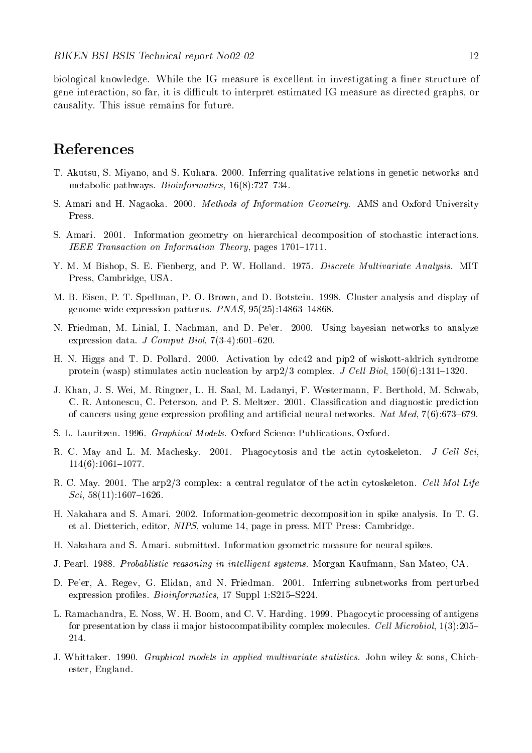biological knowledge. While the IG measure is excellent in investigating a finer structure of gene interaction, so far, it is difficult to interpret estimated IG measure as directed graphs, or causality. This issue remains for future.

# References

T. Akutsu, S. Miyano, and S. Kuhara. 2000. Inferring qualitative relations in genetic networks and metabolic pathways. *Bioinformatics*, 16(8):727–734.

S. Amari and H. Nagaoka. 2000. *Methods of Information Geometry*. AMS and Oxford University Press.

S. Amari. 2001. Information geometry on hierarchical decomposition of stochastic interactions. *IEEE Transaction on Information Theory*, pages 1701–1711.

Y. M. M Bishop, S. E. Fienberg, and P. W. Holland. 1975. *Discrete Multivariate Analysis*. MIT Press, Cambridge, USA.

M. B. Eisen, P. T. Spellman, P. O. Brown, and D. Botstein. 1998. Cluster analysis and display of genome-wide expression patterns. *PNAS*, 95(25):14863–14868.

N. Friedman, M. Linial, I. Nachman, and D. Pe'er. 2000. Using bayesian networks to analyze expression data. *J Comput Biol*, 7(3-4):601–620.

H. N. Higgs and T. D. Pollard. 2000. Activation by cdc42 and pip2 of wiskott-aldrich syndrome protein (wasp) stimulates actin nucleation by arp2/3 complex. *J Cell Biol*, 150(6):1311–1320.

J. Khan, J. S. Wei, M. Ringner, L. H. Saal, M. Ladanyi, F. Westermann, F. Berthold, M. Schwab, C. R. Antonescu, C. Peterson, and P. S. Meltzer. 2001. Classification and diagnostic prediction of cancers using gene expression profiling and artificial neural networks. *Nat Med*, 7(6):673–679.

S. L. Lauritzen. 1996. *Graphical Models*. Oxford Science Publications, Oxford.

R. C. May and L. M. Machesky. 2001. Phagocytosis and the actin cytoskeleton. *J Cell Sci*, 114(6):1061–1077.

R. C. May. 2001. The arp2/3 complex: a central regulator of the actin cytoskeleton. *Cell Mol Life Sci*, 58(11):1607–1626.

H. Nakahara and S. Amari. 2002. Information-geometric decomposition in spike analysis. In T. G. et al. Dietterich, editor, *NIPS*, volume 14, page in press. MIT Press: Cambridge.

H. Nakahara and S. Amari. submitted. Information geometric measure for neural spikes.

J. Pearl. 1988. *Probablistic reasoning in intelligent systems*. Morgan Kaufmann, San Mateo, CA.

D. Pe'er, A. Regev, G. Elidan, and N. Friedman. 2001. Inferring subnetworks from perturbed expression profiles. *Bioinformatics*, 17 Suppl 1:S215–S224.

L. Ramachandra, E. Noss, W. H. Boom, and C. V. Harding. 1999. Phagocytic processing of antigens for presentation by class ii major histocompatibility complex molecules. *Cell Microbiol*, 1(3):205–214.

J. Whittaker. 1990. *Graphical models in applied multivariate statistics*. John wiley & sons, Chichester, England.